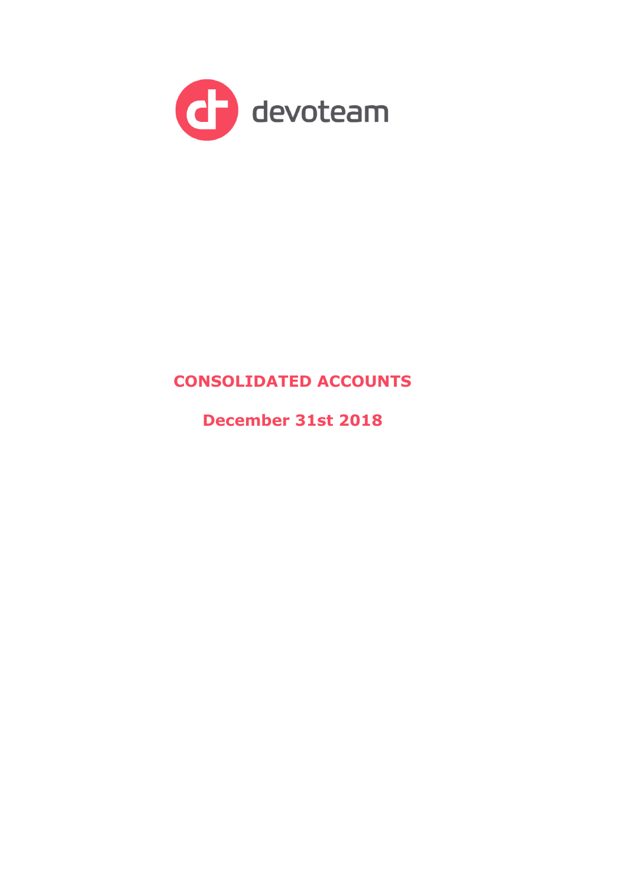devoteam

# CONSOLIDATED ACCOUNTS

## December 31st 2018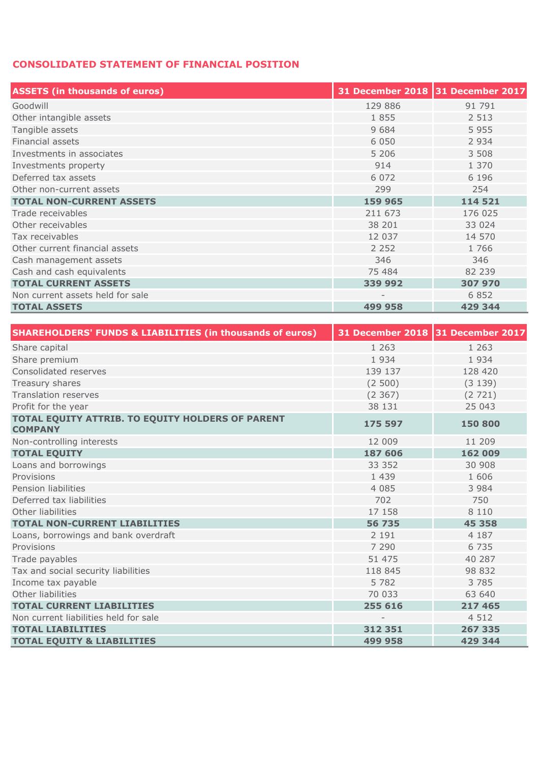## CONSOLIDATED STATEMENT OF FINANCIAL POSITION

| ASSETS (in thousands of euros) | 31 December 2018 | 31 December 2017 |
|---|---|---|
| Goodwill | 129 886 | 91 791 |
| Other intangible assets | 1 855 | 2 513 |
| Tangible assets | 9 684 | 5 955 |
| Financial assets | 6 050 | 2 934 |
| Investments in associates | 5 206 | 3 508 |
| Investments property | 914 | 1 370 |
| Deferred tax assets | 6 072 | 6 196 |
| Other non-current assets | 299 | 254 |
| **TOTAL NON-CURRENT ASSETS** | **159 965** | **114 521** |
| Trade receivables | 211 673 | 176 025 |
| Other receivables | 38 201 | 33 024 |
| Tax receivables | 12 037 | 14 570 |
| Other current financial assets | 2 252 | 1 766 |
| Cash management assets | 346 | 346 |
| Cash and cash equivalents | 75 484 | 82 239 |
| **TOTAL CURRENT ASSETS** | **339 992** | **307 970** |
| Non current assets held for sale | - | 6 852 |
| **TOTAL ASSETS** | **499 958** | **429 344** |

| SHAREHOLDERS' FUNDS & LIABILITIES (in thousands of euros) | 31 December 2018 | 31 December 2017 |
|---|---|---|
| Share capital | 1 263 | 1 263 |
| Share premium | 1 934 | 1 934 |
| Consolidated reserves | 139 137 | 128 420 |
| Treasury shares | (2 500) | (3 139) |
| Translation reserves | (2 367) | (2 721) |
| Profit for the year | 38 131 | 25 043 |
| **TOTAL EQUITY ATTRIB. TO EQUITY HOLDERS OF PARENT COMPANY** | **175 597** | **150 800** |
| Non-controlling interests | 12 009 | 11 209 |
| **TOTAL EQUITY** | **187 606** | **162 009** |
| Loans and borrowings | 33 352 | 30 908 |
| Provisions | 1 439 | 1 606 |
| Pension liabilities | 4 085 | 3 984 |
| Deferred tax liabilities | 702 | 750 |
| Other liabilities | 17 158 | 8 110 |
| **TOTAL NON-CURRENT LIABILITIES** | **56 735** | **45 358** |
| Loans, borrowings and bank overdraft | 2 191 | 4 187 |
| Provisions | 7 290 | 6 735 |
| Trade payables | 51 475 | 40 287 |
| Tax and social security liabilities | 118 845 | 98 832 |
| Income tax payable | 5 782 | 3 785 |
| Other liabilities | 70 033 | 63 640 |
| **TOTAL CURRENT LIABILITIES** | **255 616** | **217 465** |
| Non current liabilities held for sale | - | 4 512 |
| **TOTAL LIABILITIES** | **312 351** | **267 335** |
| **TOTAL EQUITY & LIABILITIES** | **499 958** | **429 344** |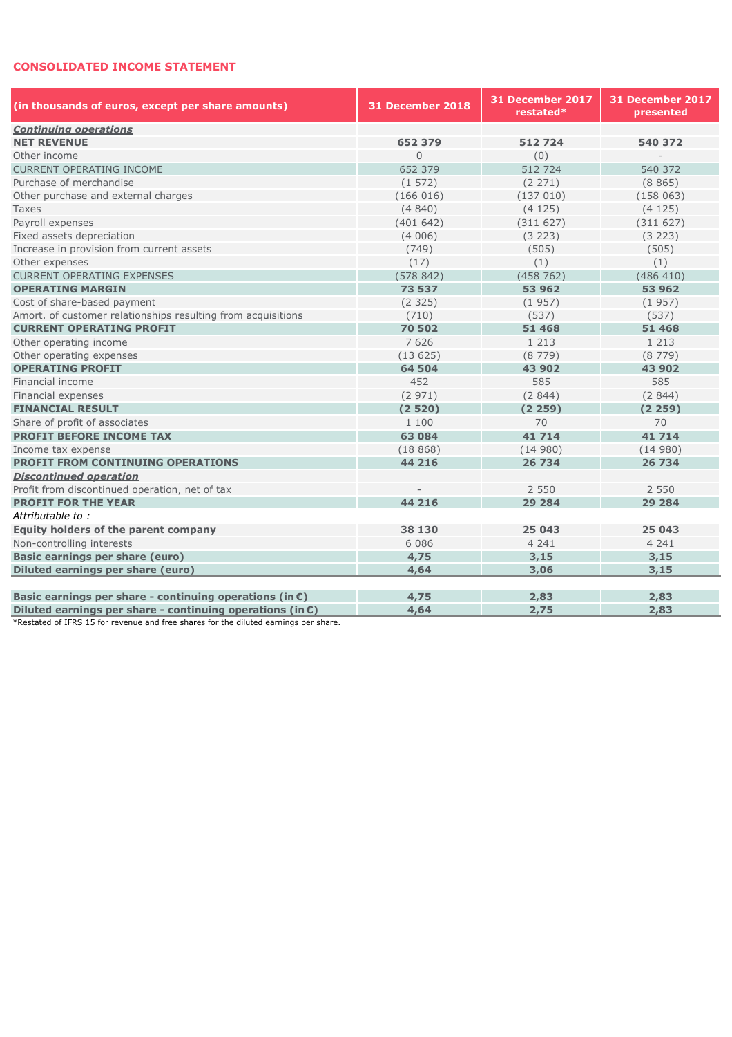## CONSOLIDATED INCOME STATEMENT

| (in thousands of euros, except per share amounts) | 31 December 2018 | 31 December 2017 restated* | 31 December 2017 presented |
|---|---|---|---|
| ***Continuing operations*** | | | |
| **NET REVENUE** | **652 379** | **512 724** | **540 372** |
| Other income | 0 | (0) | - |
| CURRENT OPERATING INCOME | 652 379 | 512 724 | 540 372 |
| Purchase of merchandise | (1 572) | (2 271) | (8 865) |
| Other purchase and external charges | (166 016) | (137 010) | (158 063) |
| Taxes | (4 840) | (4 125) | (4 125) |
| Payroll expenses | (401 642) | (311 627) | (311 627) |
| Fixed assets depreciation | (4 006) | (3 223) | (3 223) |
| Increase in provision from current assets | (749) | (505) | (505) |
| Other expenses | (17) | (1) | (1) |
| CURRENT OPERATING EXPENSES | (578 842) | (458 762) | (486 410) |
| **OPERATING MARGIN** | **73 537** | **53 962** | **53 962** |
| Cost of share-based payment | (2 325) | (1 957) | (1 957) |
| Amort. of customer relationships resulting from acquisitions | (710) | (537) | (537) |
| **CURRENT OPERATING PROFIT** | **70 502** | **51 468** | **51 468** |
| Other operating income | 7 626 | 1 213 | 1 213 |
| Other operating expenses | (13 625) | (8 779) | (8 779) |
| **OPERATING PROFIT** | **64 504** | **43 902** | **43 902** |
| Financial income | 452 | 585 | 585 |
| Financial expenses | (2 971) | (2 844) | (2 844) |
| **FINANCIAL RESULT** | **(2 520)** | **(2 259)** | **(2 259)** |
| Share of profit of associates | 1 100 | 70 | 70 |
| **PROFIT BEFORE INCOME TAX** | **63 084** | **41 714** | **41 714** |
| Income tax expense | (18 868) | (14 980) | (14 980) |
| **PROFIT FROM CONTINUING OPERATIONS** | **44 216** | **26 734** | **26 734** |
| ***Discontinued operation*** | | | |
| Profit from discontinued operation, net of tax | - | 2 550 | 2 550 |
| **PROFIT FOR THE YEAR** | **44 216** | **29 284** | **29 284** |
| *Attributable to :* | | | |
| **Equity holders of the parent company** | **38 130** | **25 043** | **25 043** |
| Non-controlling interests | 6 086 | 4 241 | 4 241 |
| **Basic earnings per share (euro)** | **4,75** | **3,15** | **3,15** |
| **Diluted earnings per share (euro)** | **4,64** | **3,06** | **3,15** |
| | | | |
| **Basic earnings per share - continuing operations (in €)** | **4,75** | **2,83** | **2,83** |
| **Diluted earnings per share - continuing operations (in €)** | **4,64** | **2,75** | **2,83** |

*Restated of IFRS 15 for revenue and free shares for the diluted earnings per share.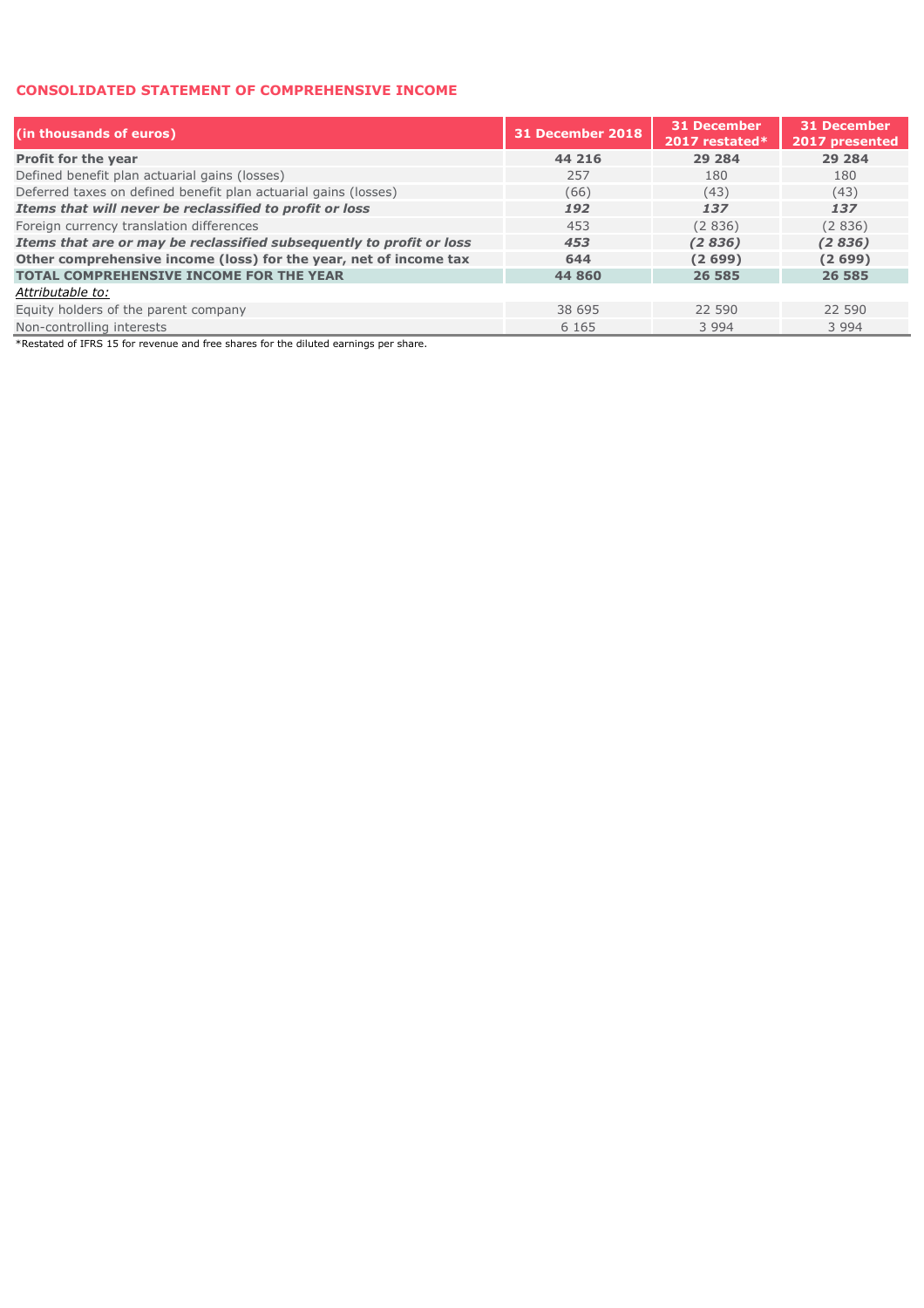## CONSOLIDATED STATEMENT OF COMPREHENSIVE INCOME

| (in thousands of euros) | 31 December 2018 | 31 December 2017 restated* | 31 December 2017 presented |
|---|---|---|---|
| **Profit for the year** | **44 216** | **29 284** | **29 284** |
| Defined benefit plan actuarial gains (losses) | 257 | 180 | 180 |
| Deferred taxes on defined benefit plan actuarial gains (losses) | (66) | (43) | (43) |
| ***Items that will never be reclassified to profit or loss*** | ***192*** | ***137*** | ***137*** |
| Foreign currency translation differences | 453 | (2 836) | (2 836) |
| ***Items that are or may be reclassified subsequently to profit or loss*** | ***453*** | ***(2 836)*** | ***(2 836)*** |
| **Other comprehensive income (loss) for the year, net of income tax** | **644** | **(2 699)** | **(2 699)** |
| **TOTAL COMPREHENSIVE INCOME FOR THE YEAR** | **44 860** | **26 585** | **26 585** |
| *Attributable to:* | | | |
| Equity holders of the parent company | 38 695 | 22 590 | 22 590 |
| Non-controlling interests | 6 165 | 3 994 | 3 994 |

*Restated of IFRS 15 for revenue and free shares for the diluted earnings per share.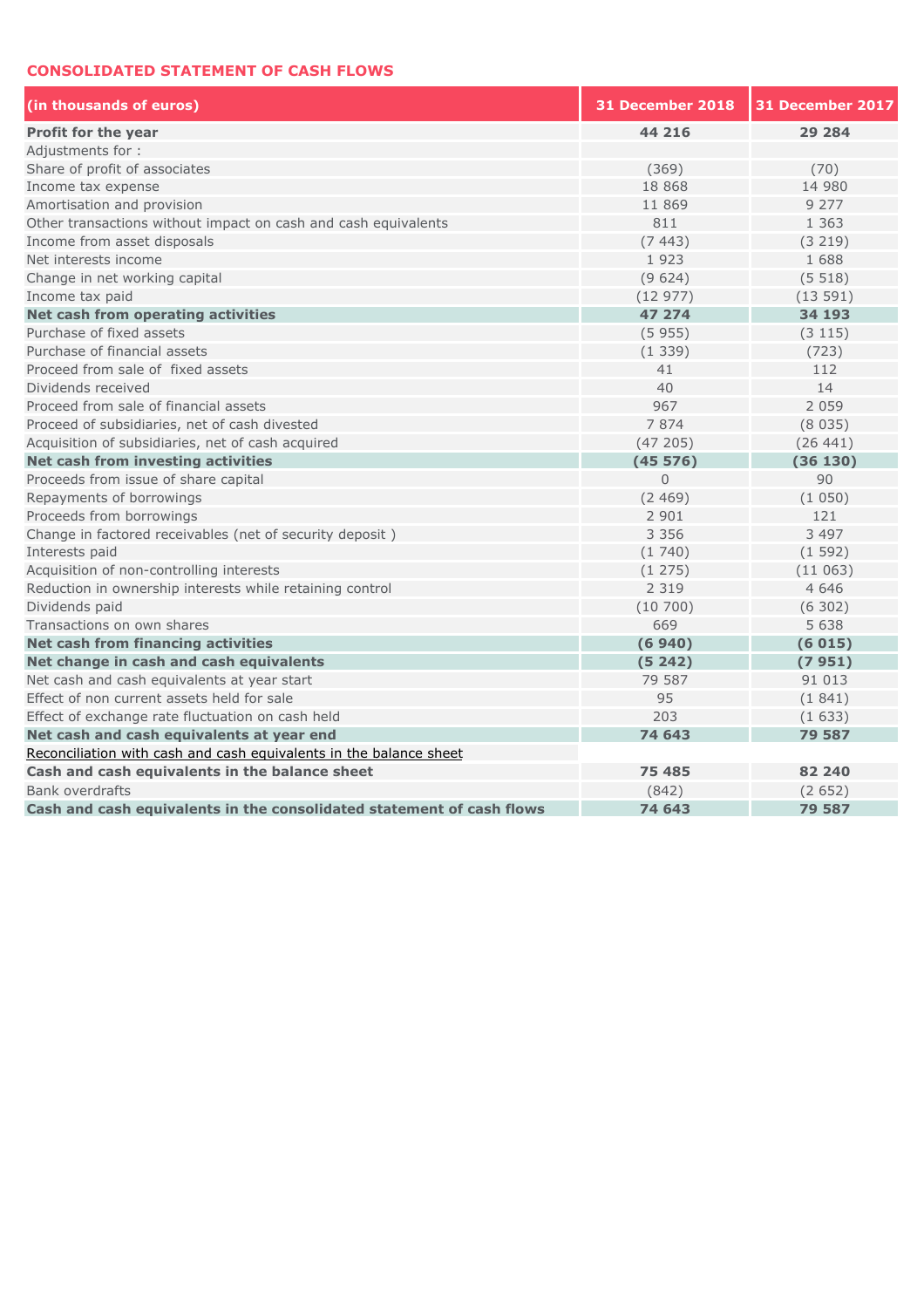## CONSOLIDATED STATEMENT OF CASH FLOWS

| (in thousands of euros) | 31 December 2018 | 31 December 2017 |
|---|---|---|
| **Profit for the year** | **44 216** | **29 284** |
| Adjustments for : | | |
| Share of profit of associates | (369) | (70) |
| Income tax expense | 18 868 | 14 980 |
| Amortisation and provision | 11 869 | 9 277 |
| Other transactions without impact on cash and cash equivalents | 811 | 1 363 |
| Income from asset disposals | (7 443) | (3 219) |
| Net interests income | 1 923 | 1 688 |
| Change in net working capital | (9 624) | (5 518) |
| Income tax paid | (12 977) | (13 591) |
| **Net cash from operating activities** | **47 274** | **34 193** |
| Purchase of fixed assets | (5 955) | (3 115) |
| Purchase of financial assets | (1 339) | (723) |
| Proceed from sale of fixed assets | 41 | 112 |
| Dividends received | 40 | 14 |
| Proceed from sale of financial assets | 967 | 2 059 |
| Proceed of subsidiaries, net of cash divested | 7 874 | (8 035) |
| Acquisition of subsidiaries, net of cash acquired | (47 205) | (26 441) |
| **Net cash from investing activities** | **(45 576)** | **(36 130)** |
| Proceeds from issue of share capital | 0 | 90 |
| Repayments of borrowings | (2 469) | (1 050) |
| Proceeds from borrowings | 2 901 | 121 |
| Change in factored receivables (net of security deposit ) | 3 356 | 3 497 |
| Interests paid | (1 740) | (1 592) |
| Acquisition of non-controlling interests | (1 275) | (11 063) |
| Reduction in ownership interests while retaining control | 2 319 | 4 646 |
| Dividends paid | (10 700) | (6 302) |
| Transactions on own shares | 669 | 5 638 |
| **Net cash from financing activities** | **(6 940)** | **(6 015)** |
| **Net change in cash and cash equivalents** | **(5 242)** | **(7 951)** |
| Net cash and cash equivalents at year start | 79 587 | 91 013 |
| Effect of non current assets held for sale | 95 | (1 841) |
| Effect of exchange rate fluctuation on cash held | 203 | (1 633) |
| **Net cash and cash equivalents at year end** | **74 643** | **79 587** |
| Reconciliation with cash and cash equivalents in the balance sheet | | |
| **Cash and cash equivalents in the balance sheet** | **75 485** | **82 240** |
| Bank overdrafts | (842) | (2 652) |
| **Cash and cash equivalents in the consolidated statement of cash flows** | **74 643** | **79 587** |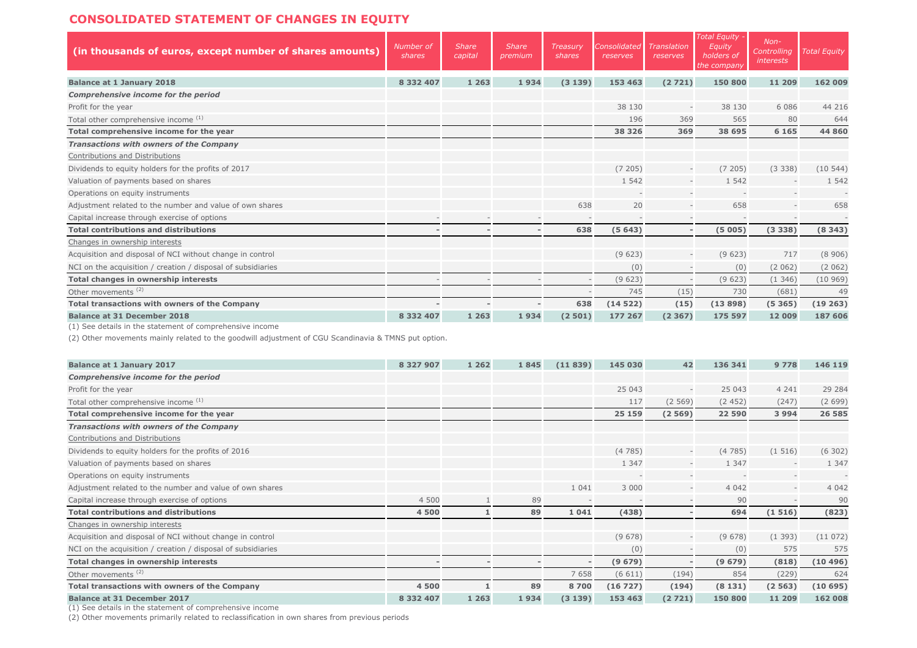## CONSOLIDATED STATEMENT OF CHANGES IN EQUITY

| (in thousands of euros, except number of shares amounts) | Number of shares | Share capital | Share premium | Treasury shares | Consolidated reserves | Translation reserves | Total Equity - Equity holders of the company | Non-Controlling interests | Total Equity |
|---|---|---|---|---|---|---|---|---|---|
| **Balance at 1 January 2018** | **8 332 407** | **1 263** | **1 934** | **(3 139)** | **153 463** | **(2 721)** | **150 800** | **11 209** | **162 009** |
| ***Comprehensive income for the period*** | | | | | | | | | |
| Profit for the year | | | | | 38 130 | - | 38 130 | 6 086 | 44 216 |
| Total other comprehensive income [(1)] | | | | | 196 | 369 | 565 | 80 | 644 |
| **Total comprehensive income for the year** | | | | | **38 326** | **369** | **38 695** | **6 165** | **44 860** |
| ***Transactions with owners of the Company*** | | | | | | | | | |
| Contributions and Distributions | | | | | | | | | |
| Dividends to equity holders for the profits of 2017 | | | | | (7 205) | - | (7 205) | (3 338) | (10 544) |
| Valuation of payments based on shares | | | | | 1 542 | - | 1 542 | - | 1 542 |
| Operations on equity instruments | | | | | - | - | - | - | - |
| Adjustment related to the number and value of own shares | | | | 638 | 20 | - | 658 | - | 658 |
| Capital increase through exercise of options | - | - | - | - | - | - | - | - | - |
| **Total contributions and distributions** | **-** | **-** | **-** | **638** | **(5 643)** | **-** | **(5 005)** | **(3 338)** | **(8 343)** |
| Changes in ownership interests | | | | | | | | | |
| Acquisition and disposal of NCI without change in control | | | | | (9 623) | - | (9 623) | 717 | (8 906) |
| NCI on the acquisition / creation / disposal of subsidiaries | | | | | (0) | - | (0) | (2 062) | (2 062) |
| **Total changes in ownership interests** | - | - | - | - | (9 623) | - | (9 623) | (1 346) | (10 969) |
| Other movements [(2)] | | | | - | 745 | (15) | 730 | (681) | 49 |
| **Total transactions with owners of the Company** | **-** | **-** | **-** | **638** | **(14 522)** | **(15)** | **(13 898)** | **(5 365)** | **(19 263)** |
| **Balance at 31 December 2018** | **8 332 407** | **1 263** | **1 934** | **(2 501)** | **177 267** | **(2 367)** | **175 597** | **12 009** | **187 606** |

(1) See details in the statement of comprehensive income

(2) Other movements mainly related to the goodwill adjustment of CGU Scandinavia & TMNS put option.

| (in thousands of euros, except number of shares amounts) | Number of shares | Share capital | Share premium | Treasury shares | Consolidated reserves | Translation reserves | Total Equity - Equity holders of the company | Non-Controlling interests | Total Equity |
|---|---|---|---|---|---|---|---|---|---|
| **Balance at 1 January 2017** | **8 327 907** | **1 262** | **1 845** | **(11 839)** | **145 030** | **42** | **136 341** | **9 778** | **146 119** |
| ***Comprehensive income for the period*** | | | | | | | | | |
| Profit for the year | | | | | 25 043 | - | 25 043 | 4 241 | 29 284 |
| Total other comprehensive income [(1)] | | | | | 117 | (2 569) | (2 452) | (247) | (2 699) |
| **Total comprehensive income for the year** | | | | | **25 159** | **(2 569)** | **22 590** | **3 994** | **26 585** |
| ***Transactions with owners of the Company*** | | | | | | | | | |
| Contributions and Distributions | | | | | | | | | |
| Dividends to equity holders for the profits of 2016 | | | | | (4 785) | - | (4 785) | (1 516) | (6 302) |
| Valuation of payments based on shares | | | | | 1 347 | - | 1 347 | - | 1 347 |
| Operations on equity instruments | | | | | - | - | - | - | - |
| Adjustment related to the number and value of own shares | | | | 1 041 | 3 000 | - | 4 042 | - | 4 042 |
| Capital increase through exercise of options | 4 500 | 1 | 89 | - | - | - | 90 | - | 90 |
| **Total contributions and distributions** | **4 500** | **1** | **89** | **1 041** | **(438)** | **-** | **694** | **(1 516)** | **(823)** |
| Changes in ownership interests | | | | | | | | | |
| Acquisition and disposal of NCI without change in control | | | | | (9 678) | - | (9 678) | (1 393) | (11 072) |
| NCI on the acquisition / creation / disposal of subsidiaries | | | | | (0) | - | (0) | 575 | 575 |
| **Total changes in ownership interests** | **-** | **-** | **-** | **-** | **(9 679)** | **-** | **(9 679)** | **(818)** | **(10 496)** |
| Other movements [(2)] | | | | 7 658 | (6 611) | (194) | 854 | (229) | 624 |
| **Total transactions with owners of the Company** | **4 500** | **1** | **89** | **8 700** | **(16 727)** | **(194)** | **(8 131)** | **(2 563)** | **(10 695)** |
| **Balance at 31 December 2017** | **8 332 407** | **1 263** | **1 934** | **(3 139)** | **153 463** | **(2 721)** | **150 800** | **11 209** | **162 008** |

(1) See details in the statement of comprehensive income

(2) Other movements primarily related to reclassification in own shares from previous periods